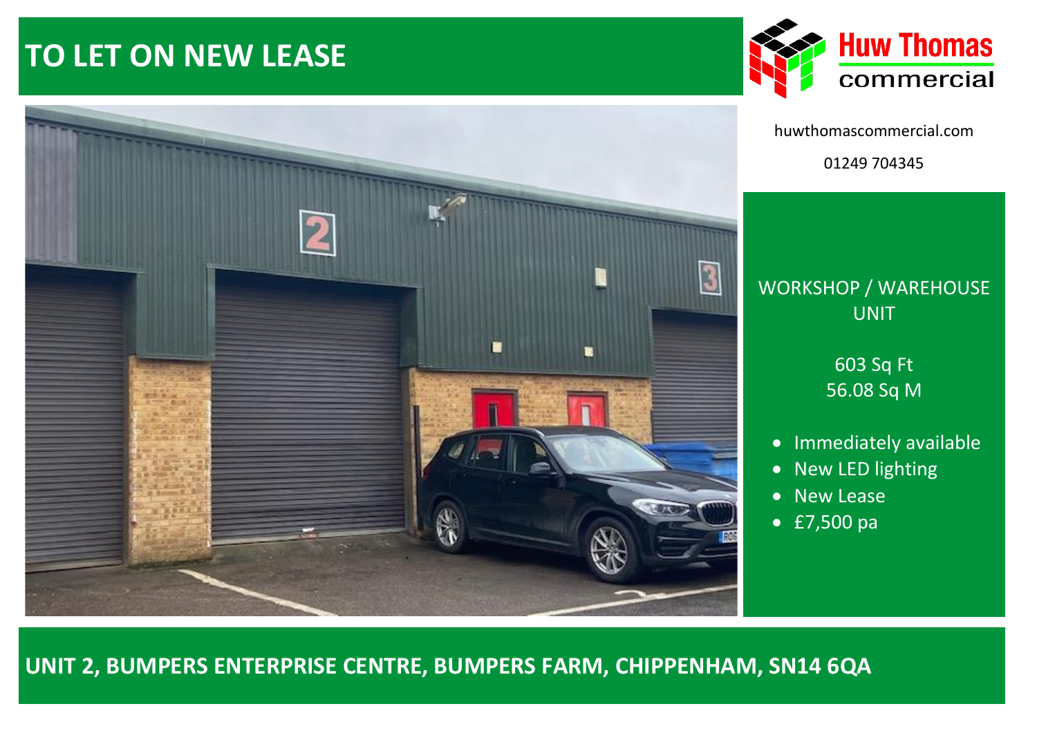# TO LET ON NEW LEASE

Huw Thomas commercial

huwthomascommercial.com

01249 704345

WORKSHOP / WAREHOUSE UNIT

603 Sq Ft
56.08 Sq M

- Immediately available
- New LED lighting
- New Lease
- £7,500 pa

## UNIT 2, BUMPERS ENTERPRISE CENTRE, BUMPERS FARM, CHIPPENHAM, SN14 6QA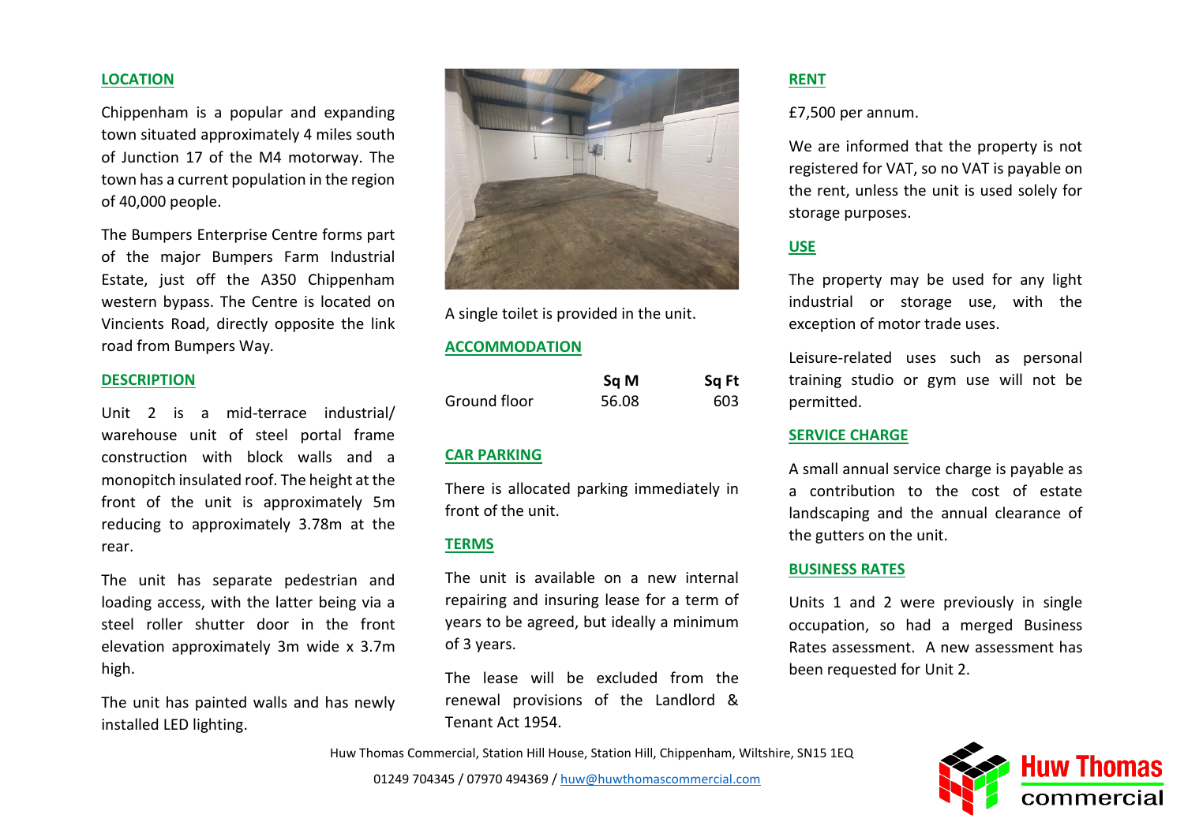## LOCATION

Chippenham is a popular and expanding town situated approximately 4 miles south of Junction 17 of the M4 motorway. The town has a current population in the region of 40,000 people.

The Bumpers Enterprise Centre forms part of the major Bumpers Farm Industrial Estate, just off the A350 Chippenham western bypass. The Centre is located on Vincients Road, directly opposite the link road from Bumpers Way.

## DESCRIPTION

Unit 2 is a mid-terrace industrial/ warehouse unit of steel portal frame construction with block walls and a monopitch insulated roof. The height at the front of the unit is approximately 5m reducing to approximately 3.78m at the rear.

The unit has separate pedestrian and loading access, with the latter being via a steel roller shutter door in the front elevation approximately 3m wide x 3.7m high.

The unit has painted walls and has newly installed LED lighting.

A single toilet is provided in the unit.

## ACCOMMODATION

| | Sq M | Sq Ft |
|---|---|---|
| Ground floor | 56.08 | 603 |

## CAR PARKING

There is allocated parking immediately in front of the unit.

## TERMS

The unit is available on a new internal repairing and insuring lease for a term of years to be agreed, but ideally a minimum of 3 years.

The lease will be excluded from the renewal provisions of the Landlord & Tenant Act 1954.

## RENT

£7,500 per annum.

We are informed that the property is not registered for VAT, so no VAT is payable on the rent, unless the unit is used solely for storage purposes.

## USE

The property may be used for any light industrial or storage use, with the exception of motor trade uses.

Leisure-related uses such as personal training studio or gym use will not be permitted.

## SERVICE CHARGE

A small annual service charge is payable as a contribution to the cost of estate landscaping and the annual clearance of the gutters on the unit.

## BUSINESS RATES

Units 1 and 2 were previously in single occupation, so had a merged Business Rates assessment. A new assessment has been requested for Unit 2.

Huw Thomas Commercial, Station Hill House, Station Hill, Chippenham, Wiltshire, SN15 1EQ

01249 704345 / 07970 494369 / huw@huwthomascommercial.com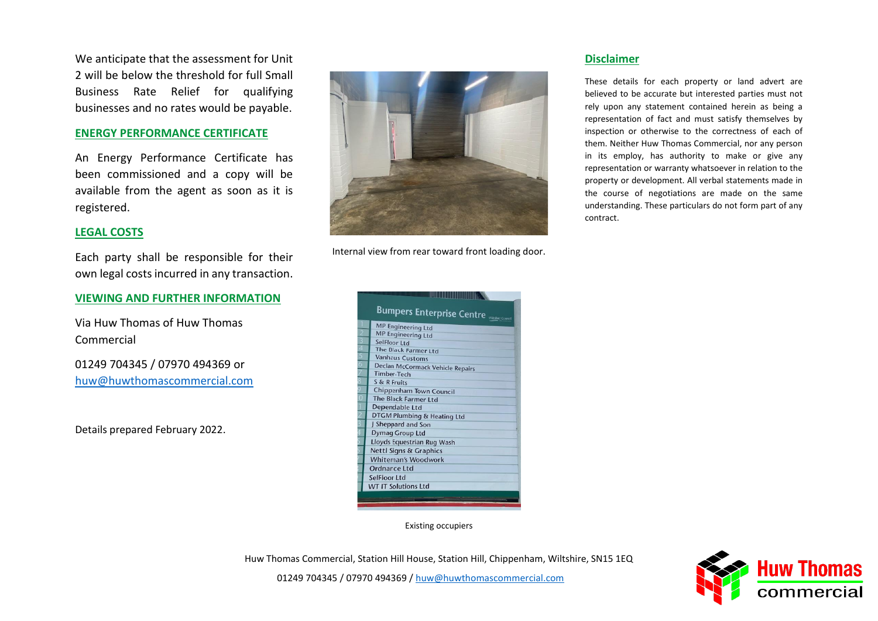We anticipate that the assessment for Unit 2 will be below the threshold for full Small Business Rate Relief for qualifying businesses and no rates would be payable.

## ENERGY PERFORMANCE CERTIFICATE

An Energy Performance Certificate has been commissioned and a copy will be available from the agent as soon as it is registered.

## LEGAL COSTS

Each party shall be responsible for their own legal costs incurred in any transaction.

## VIEWING AND FURTHER INFORMATION

Via Huw Thomas of Huw Thomas Commercial

01249 704345 / 07970 494369 or huw@huwthomascommercial.com

Details prepared February 2022.

Internal view from rear toward front loading door.

Existing occupiers

## Disclaimer

These details for each property or land advert are believed to be accurate but interested parties must not rely upon any statement contained herein as being a representation of fact and must satisfy themselves by inspection or otherwise to the correctness of each of them. Neither Huw Thomas Commercial, nor any person in its employ, has authority to make or give any representation or warranty whatsoever in relation to the property or development. All verbal statements made in the course of negotiations are made on the same understanding. These particulars do not form part of any contract.

Huw Thomas Commercial, Station Hill House, Station Hill, Chippenham, Wiltshire, SN15 1EQ

01249 704345 / 07970 494369 / huw@huwthomascommercial.com